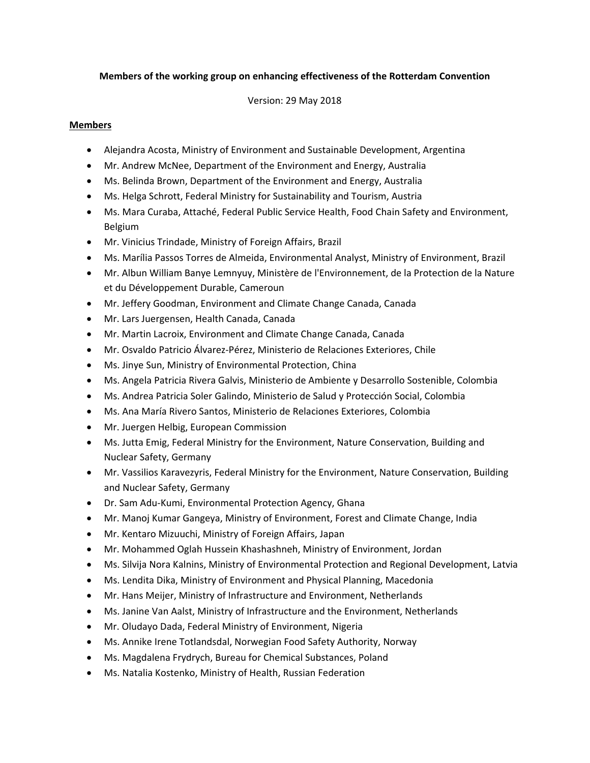**Members of the working group on enhancing effectiveness of the Rotterdam Convention**

Version: 29 May 2018

**Members**

- Alejandra Acosta, Ministry of Environment and Sustainable Development, Argentina
- Mr. Andrew McNee, Department of the Environment and Energy, Australia
- Ms. Belinda Brown, Department of the Environment and Energy, Australia
- Ms. Helga Schrott, Federal Ministry for Sustainability and Tourism, Austria
- Ms. Mara Curaba, Attaché, Federal Public Service Health, Food Chain Safety and Environment, Belgium
- Mr. Vinicius Trindade, Ministry of Foreign Affairs, Brazil
- Ms. Marília Passos Torres de Almeida, Environmental Analyst, Ministry of Environment, Brazil
- Mr. Albun William Banye Lemnyuy, Ministère de l'Environnement, de la Protection de la Nature et du Développement Durable, Cameroun
- Mr. Jeffery Goodman, Environment and Climate Change Canada, Canada
- Mr. Lars Juergensen, Health Canada, Canada
- Mr. Martin Lacroix, Environment and Climate Change Canada, Canada
- Mr. Osvaldo Patricio Álvarez-Pérez, Ministerio de Relaciones Exteriores, Chile
- Ms. Jinye Sun, Ministry of Environmental Protection, China
- Ms. Angela Patricia Rivera Galvis, Ministerio de Ambiente y Desarrollo Sostenible, Colombia
- Ms. Andrea Patricia Soler Galindo, Ministerio de Salud y Protección Social, Colombia
- Ms. Ana María Rivero Santos, Ministerio de Relaciones Exteriores, Colombia
- Mr. Juergen Helbig, European Commission
- Ms. Jutta Emig, Federal Ministry for the Environment, Nature Conservation, Building and Nuclear Safety, Germany
- Mr. Vassilios Karavezyris, Federal Ministry for the Environment, Nature Conservation, Building and Nuclear Safety, Germany
- Dr. Sam Adu-Kumi, Environmental Protection Agency, Ghana
- Mr. Manoj Kumar Gangeya, Ministry of Environment, Forest and Climate Change, India
- Mr. Kentaro Mizuuchi, Ministry of Foreign Affairs, Japan
- Mr. Mohammed Oglah Hussein Khashashneh, Ministry of Environment, Jordan
- Ms. Silvija Nora Kalnins, Ministry of Environmental Protection and Regional Development, Latvia
- Ms. Lendita Dika, Ministry of Environment and Physical Planning, Macedonia
- Mr. Hans Meijer, Ministry of Infrastructure and Environment, Netherlands
- Ms. Janine Van Aalst, Ministry of Infrastructure and the Environment, Netherlands
- Mr. Oludayo Dada, Federal Ministry of Environment, Nigeria
- Ms. Annike Irene Totlandsdal, Norwegian Food Safety Authority, Norway
- Ms. Magdalena Frydrych, Bureau for Chemical Substances, Poland
- Ms. Natalia Kostenko, Ministry of Health, Russian Federation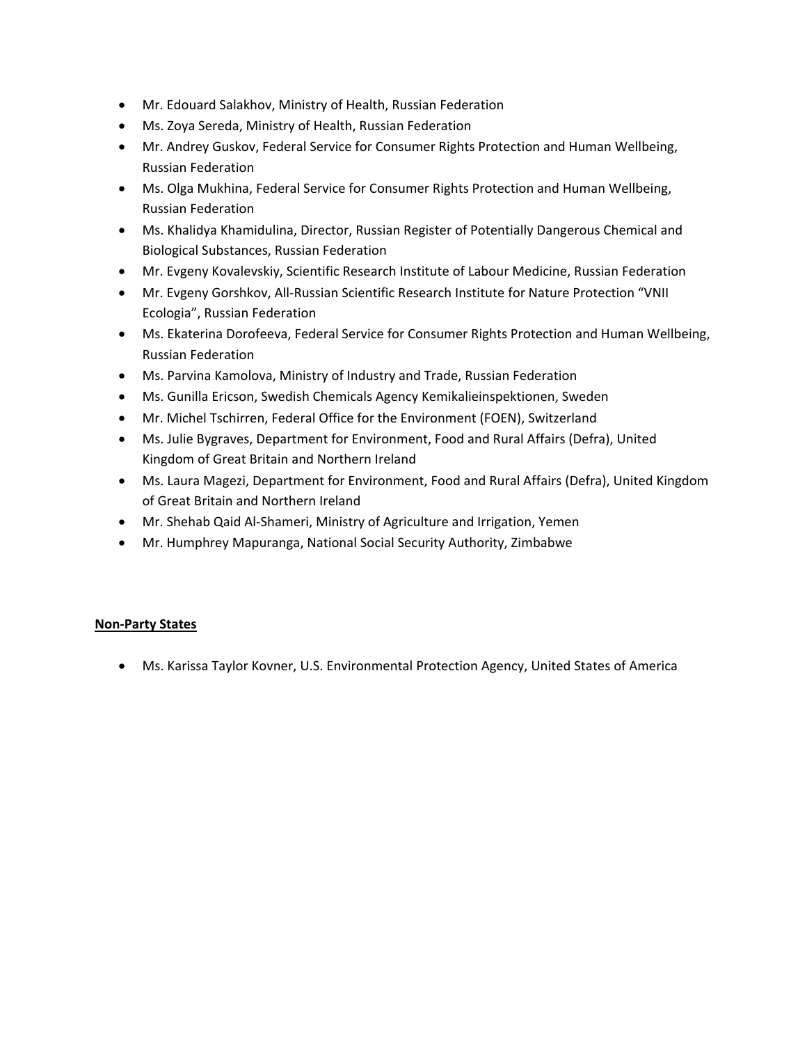- Mr. Edouard Salakhov, Ministry of Health, Russian Federation
- Ms. Zoya Sereda, Ministry of Health, Russian Federation
- Mr. Andrey Guskov, Federal Service for Consumer Rights Protection and Human Wellbeing, Russian Federation
- Ms. Olga Mukhina, Federal Service for Consumer Rights Protection and Human Wellbeing, Russian Federation
- Ms. Khalidya Khamidulina, Director, Russian Register of Potentially Dangerous Chemical and Biological Substances, Russian Federation
- Mr. Evgeny Kovalevskiy, Scientific Research Institute of Labour Medicine, Russian Federation
- Mr. Evgeny Gorshkov, All-Russian Scientific Research Institute for Nature Protection "VNII Ecologia", Russian Federation
- Ms. Ekaterina Dorofeeva, Federal Service for Consumer Rights Protection and Human Wellbeing, Russian Federation
- Ms. Parvina Kamolova, Ministry of Industry and Trade, Russian Federation
- Ms. Gunilla Ericson, Swedish Chemicals Agency Kemikalieinspektionen, Sweden
- Mr. Michel Tschirren, Federal Office for the Environment (FOEN), Switzerland
- Ms. Julie Bygraves, Department for Environment, Food and Rural Affairs (Defra), United Kingdom of Great Britain and Northern Ireland
- Ms. Laura Magezi, Department for Environment, Food and Rural Affairs (Defra), United Kingdom of Great Britain and Northern Ireland
- Mr. Shehab Qaid Al-Shameri, Ministry of Agriculture and Irrigation, Yemen
- Mr. Humphrey Mapuranga, National Social Security Authority, Zimbabwe

**<u>Non-Party States</u>**

- Ms. Karissa Taylor Kovner, U.S. Environmental Protection Agency, United States of America